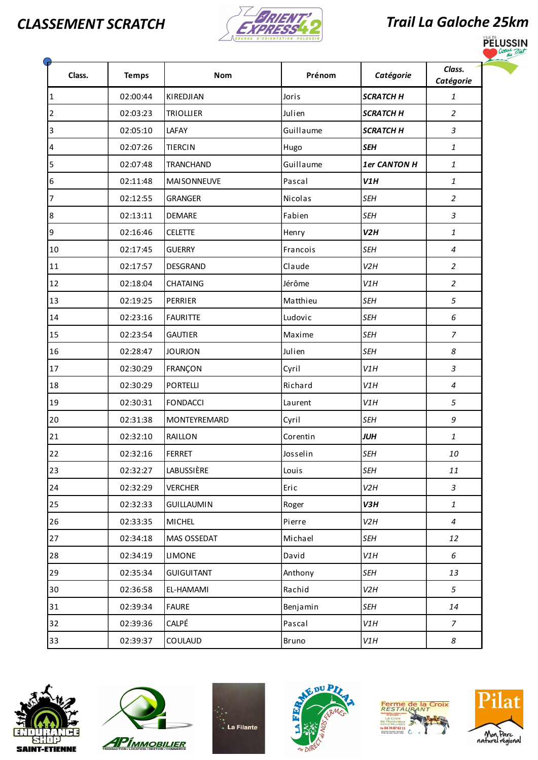# CLASSEMENT SCRATCH

# Trail La Galoche 25km

| Class. | Temps | Nom | Prénom | *Catégorie* | *Class. Catégorie* |
|---|---|---|---|---|---|
| 1 | 02:00:44 | KIREDJIAN | Joris | ***SCRATCH H*** | *1* |
| 2 | 02:03:23 | TRIOLLIER | Julien | ***SCRATCH H*** | *2* |
| 3 | 02:05:10 | LAFAY | Guillaume | ***SCRATCH H*** | *3* |
| 4 | 02:07:26 | TIERCIN | Hugo | ***SEH*** | *1* |
| 5 | 02:07:48 | TRANCHAND | Guillaume | ***1er CANTON H*** | *1* |
| 6 | 02:11:48 | MAISONNEUVE | Pascal | ***V1H*** | *1* |
| 7 | 02:12:55 | GRANGER | Nicolas | *SEH* | *2* |
| 8 | 02:13:11 | DEMARE | Fabien | *SEH* | *3* |
| 9 | 02:16:46 | CELETTE | Henry | ***V2H*** | *1* |
| 10 | 02:17:45 | GUERRY | Francois | *SEH* | *4* |
| 11 | 02:17:57 | DESGRAND | Claude | *V2H* | *2* |
| 12 | 02:18:04 | CHATAING | Jérôme | *V1H* | *2* |
| 13 | 02:19:25 | PERRIER | Matthieu | *SEH* | *5* |
| 14 | 02:23:16 | FAURITTE | Ludovic | *SEH* | *6* |
| 15 | 02:23:54 | GAUTIER | Maxime | *SEH* | *7* |
| 16 | 02:28:47 | JOURJON | Julien | *SEH* | *8* |
| 17 | 02:30:29 | FRANÇON | Cyril | *V1H* | *3* |
| 18 | 02:30:29 | PORTELLI | Richard | *V1H* | *4* |
| 19 | 02:30:31 | FONDACCI | Laurent | *V1H* | *5* |
| 20 | 02:31:38 | MONTEYREMARD | Cyril | *SEH* | *9* |
| 21 | 02:32:10 | RAILLON | Corentin | ***JUH*** | *1* |
| 22 | 02:32:16 | FERRET | Josselin | *SEH* | *10* |
| 23 | 02:32:27 | LABUSSIÈRE | Louis | *SEH* | *11* |
| 24 | 02:32:29 | VERCHER | Eric | *V2H* | *3* |
| 25 | 02:32:33 | GUILLAUMIN | Roger | ***V3H*** | *1* |
| 26 | 02:33:35 | MICHEL | Pierre | *V2H* | *4* |
| 27 | 02:34:18 | MAS OSSEDAT | Michael | *SEH* | *12* |
| 28 | 02:34:19 | LIMONE | David | *V1H* | *6* |
| 29 | 02:35:34 | GUIGUITANT | Anthony | *SEH* | *13* |
| 30 | 02:36:58 | EL-HAMAMI | Rachid | *V2H* | *5* |
| 31 | 02:39:34 | FAURE | Benjamin | *SEH* | *14* |
| 32 | 02:39:36 | CALPÉ | Pascal | *V1H* | *7* |
| 33 | 02:39:37 | COULAUD | Bruno | *V1H* | *8* |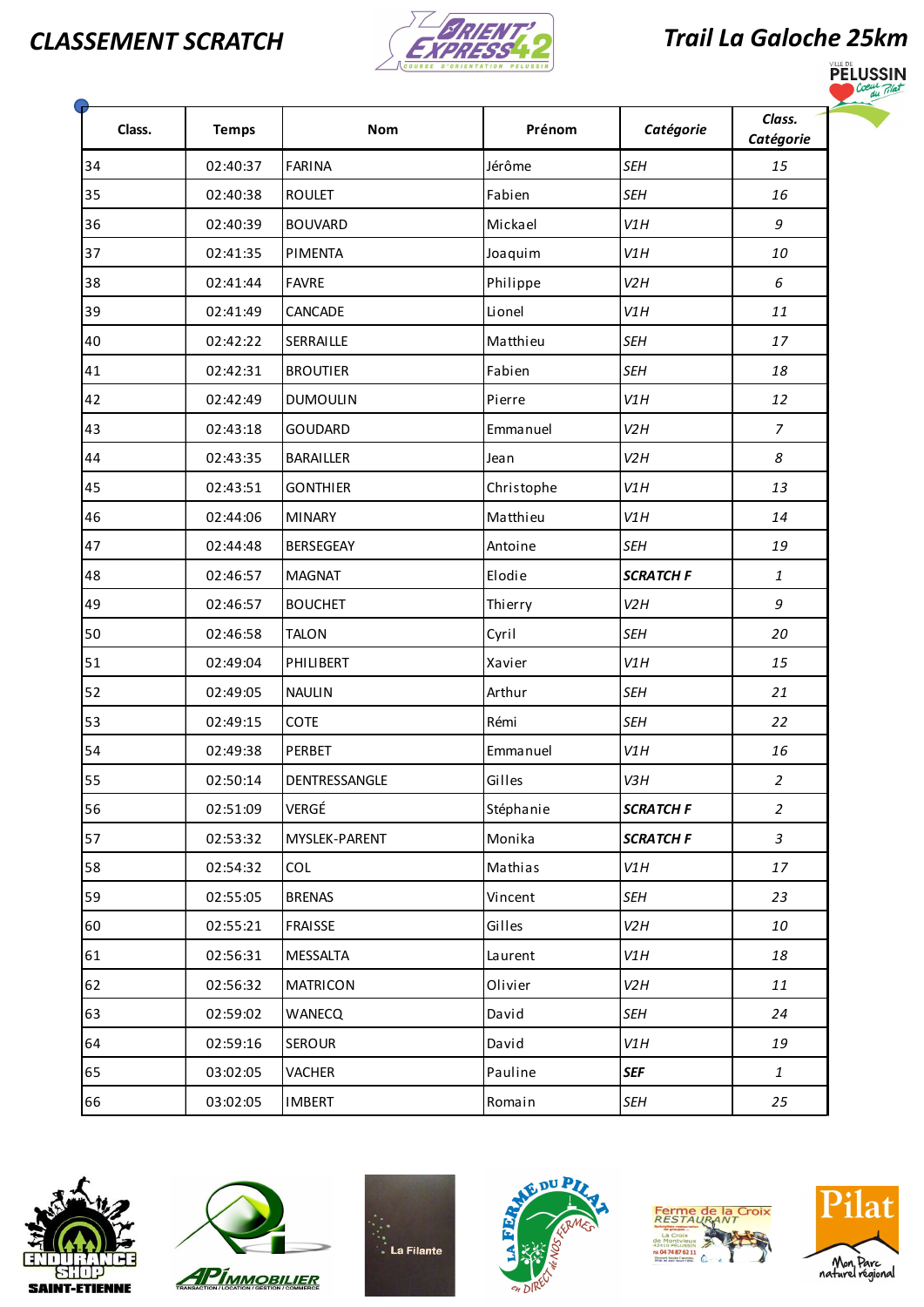# CLASSEMENT SCRATCH

# Trail La Galoche 25km

| Class. | Temps | Nom | Prénom | *Catégorie* | *Class. Catégorie* |
|---|---|---|---|---|---|
| 34 | 02:40:37 | FARINA | Jérôme | *SEH* | *15* |
| 35 | 02:40:38 | ROULET | Fabien | *SEH* | *16* |
| 36 | 02:40:39 | BOUVARD | Mickael | *V1H* | *9* |
| 37 | 02:41:35 | PIMENTA | Joaquim | *V1H* | *10* |
| 38 | 02:41:44 | FAVRE | Philippe | *V2H* | *6* |
| 39 | 02:41:49 | CANCADE | Lionel | *V1H* | *11* |
| 40 | 02:42:22 | SERRAILLE | Matthieu | *SEH* | *17* |
| 41 | 02:42:31 | BROUTIER | Fabien | *SEH* | *18* |
| 42 | 02:42:49 | DUMOULIN | Pierre | *V1H* | *12* |
| 43 | 02:43:18 | GOUDARD | Emmanuel | *V2H* | *7* |
| 44 | 02:43:35 | BARAILLER | Jean | *V2H* | *8* |
| 45 | 02:43:51 | GONTHIER | Christophe | *V1H* | *13* |
| 46 | 02:44:06 | MINARY | Matthieu | *V1H* | *14* |
| 47 | 02:44:48 | BERSEGEAY | Antoine | *SEH* | *19* |
| 48 | 02:46:57 | MAGNAT | Elodie | ***SCRATCH F*** | *1* |
| 49 | 02:46:57 | BOUCHET | Thierry | *V2H* | *9* |
| 50 | 02:46:58 | TALON | Cyril | *SEH* | *20* |
| 51 | 02:49:04 | PHILIBERT | Xavier | *V1H* | *15* |
| 52 | 02:49:05 | NAULIN | Arthur | *SEH* | *21* |
| 53 | 02:49:15 | COTE | Rémi | *SEH* | *22* |
| 54 | 02:49:38 | PERBET | Emmanuel | *V1H* | *16* |
| 55 | 02:50:14 | DENTRESSANGLE | Gilles | *V3H* | *2* |
| 56 | 02:51:09 | VERGÉ | Stéphanie | ***SCRATCH F*** | *2* |
| 57 | 02:53:32 | MYSLEK-PARENT | Monika | ***SCRATCH F*** | *3* |
| 58 | 02:54:32 | COL | Mathias | *V1H* | *17* |
| 59 | 02:55:05 | BRENAS | Vincent | *SEH* | *23* |
| 60 | 02:55:21 | FRAISSE | Gilles | *V2H* | *10* |
| 61 | 02:56:31 | MESSALTA | Laurent | *V1H* | *18* |
| 62 | 02:56:32 | MATRICON | Olivier | *V2H* | *11* |
| 63 | 02:59:02 | WANECQ | David | *SEH* | *24* |
| 64 | 02:59:16 | SEROUR | David | *V1H* | *19* |
| 65 | 03:02:05 | VACHER | Pauline | ***SEF*** | *1* |
| 66 | 03:02:05 | IMBERT | Romain | *SEH* | *25* |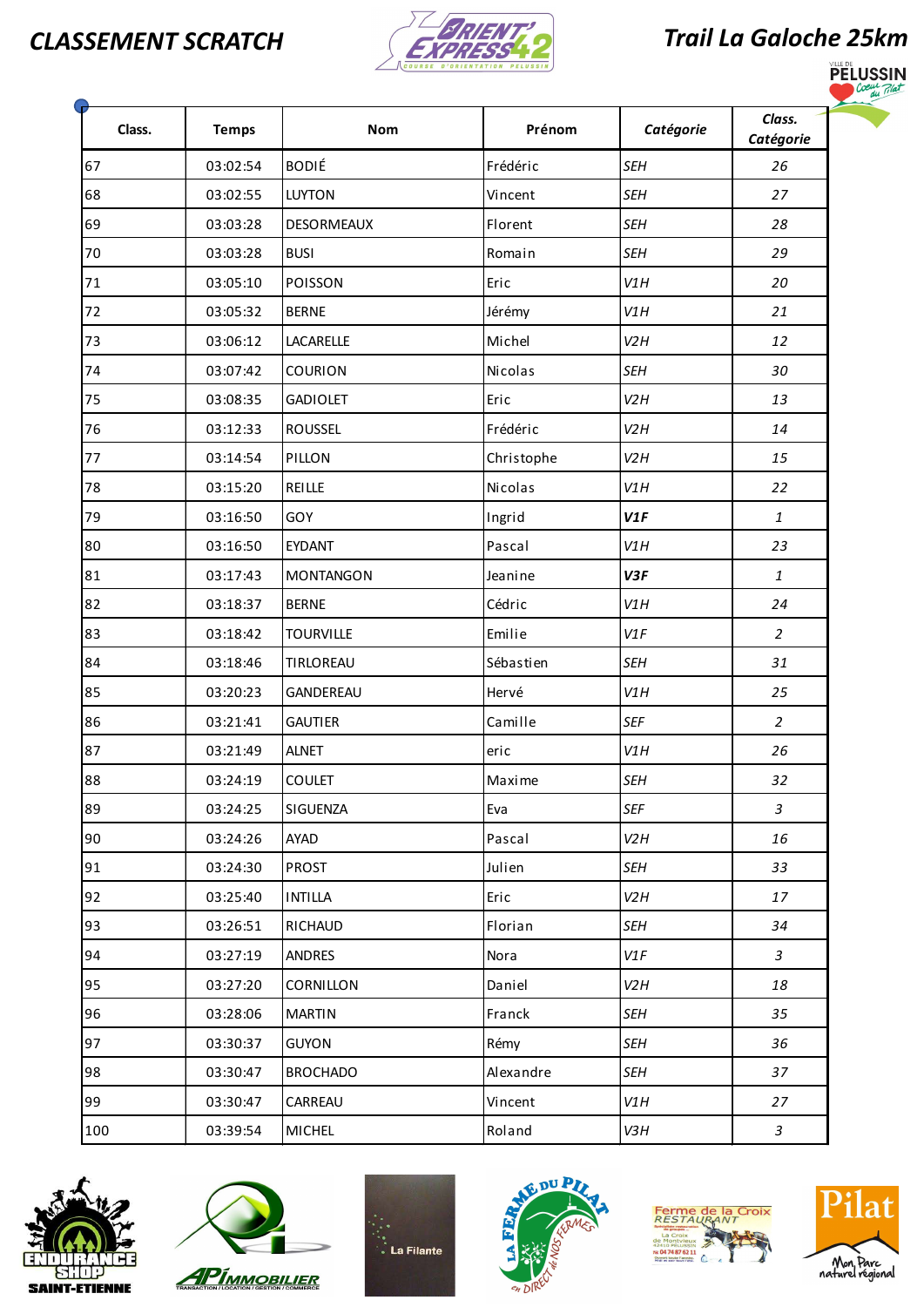# CLASSEMENT SCRATCH

# Trail La Galoche 25km

| Class. | Temps | Nom | Prénom | *Catégorie* | *Class. Catégorie* |
|---|---|---|---|---|---|
| 67 | 03:02:54 | BODIÉ | Frédéric | *SEH* | *26* |
| 68 | 03:02:55 | LUYTON | Vincent | *SEH* | *27* |
| 69 | 03:03:28 | DESORMEAUX | Florent | *SEH* | *28* |
| 70 | 03:03:28 | BUSI | Romain | *SEH* | *29* |
| 71 | 03:05:10 | POISSON | Eric | *V1H* | *20* |
| 72 | 03:05:32 | BERNE | Jérémy | *V1H* | *21* |
| 73 | 03:06:12 | LACARELLE | Michel | *V2H* | *12* |
| 74 | 03:07:42 | COURION | Nicolas | *SEH* | *30* |
| 75 | 03:08:35 | GADIOLET | Eric | *V2H* | *13* |
| 76 | 03:12:33 | ROUSSEL | Frédéric | *V2H* | *14* |
| 77 | 03:14:54 | PILLON | Christophe | *V2H* | *15* |
| 78 | 03:15:20 | REILLE | Nicolas | *V1H* | *22* |
| 79 | 03:16:50 | GOY | Ingrid | ***V1F*** | *1* |
| 80 | 03:16:50 | EYDANT | Pascal | *V1H* | *23* |
| 81 | 03:17:43 | MONTANGON | Jeanine | ***V3F*** | *1* |
| 82 | 03:18:37 | BERNE | Cédric | *V1H* | *24* |
| 83 | 03:18:42 | TOURVILLE | Emilie | *V1F* | *2* |
| 84 | 03:18:46 | TIRLOREAU | Sébastien | *SEH* | *31* |
| 85 | 03:20:23 | GANDEREAU | Hervé | *V1H* | *25* |
| 86 | 03:21:41 | GAUTIER | Camille | *SEF* | *2* |
| 87 | 03:21:49 | ALNET | eric | *V1H* | *26* |
| 88 | 03:24:19 | COULET | Maxime | *SEH* | *32* |
| 89 | 03:24:25 | SIGUENZA | Eva | *SEF* | *3* |
| 90 | 03:24:26 | AYAD | Pascal | *V2H* | *16* |
| 91 | 03:24:30 | PROST | Julien | *SEH* | *33* |
| 92 | 03:25:40 | INTILLA | Eric | *V2H* | *17* |
| 93 | 03:26:51 | RICHAUD | Florian | *SEH* | *34* |
| 94 | 03:27:19 | ANDRES | Nora | *V1F* | *3* |
| 95 | 03:27:20 | CORNILLON | Daniel | *V2H* | *18* |
| 96 | 03:28:06 | MARTIN | Franck | *SEH* | *35* |
| 97 | 03:30:37 | GUYON | Rémy | *SEH* | *36* |
| 98 | 03:30:47 | BROCHADO | Alexandre | *SEH* | *37* |
| 99 | 03:30:47 | CARREAU | Vincent | *V1H* | *27* |
| 100 | 03:39:54 | MICHEL | Roland | *V3H* | *3* |